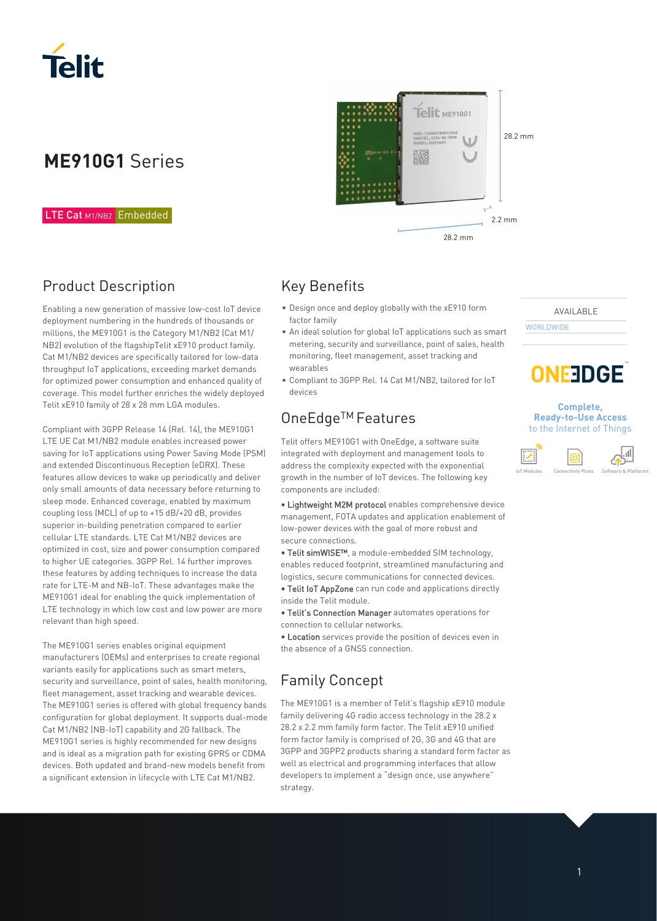# ME910G1 Series

LTE Cat M1/NB2 Embedded

28.2 mm

2.2 mm

28.2 mm

## Product Description

Enabling a new generation of massive low-cost IoT device deployment numbering in the hundreds of thousands or millions, the ME910G1 is the Category M1/NB2 (Cat M1/NB2) evolution of the flagshipTelit xE910 product family. Cat M1/NB2 devices are specifically tailored for low-data throughput IoT applications, exceeding market demands for optimized power consumption and enhanced quality of coverage. This model further enriches the widely deployed Telit xE910 family of 28 x 28 mm LGA modules.

Compliant with 3GPP Release 14 (Rel. 14), the ME910G1 LTE UE Cat M1/NB2 module enables increased power saving for IoT applications using Power Saving Mode (PSM) and extended Discontinuous Reception (eDRX). These features allow devices to wake up periodically and deliver only small amounts of data necessary before returning to sleep mode. Enhanced coverage, enabled by maximum coupling loss (MCL) of up to +15 dB/+20 dB, provides superior in-building penetration compared to earlier cellular LTE standards. LTE Cat M1/NB2 devices are optimized in cost, size and power consumption compared to higher UE categories. 3GPP Rel. 14 further improves these features by adding techniques to increase the data rate for LTE-M and NB-IoT. These advantages make the ME910G1 ideal for enabling the quick implementation of LTE technology in which low cost and low power are more relevant than high speed.

The ME910G1 series enables original equipment manufacturers (OEMs) and enterprises to create regional variants easily for applications such as smart meters, security and surveillance, point of sale, health monitoring, fleet management, asset tracking and wearable devices. The ME910G1 series is offered with global frequency bands configuration for global deployment. It supports dual-mode Cat M1/NB2 (NB-IoT) capability and 2G fallback. The ME910G1 series is highly recommended for new designs and is ideal as a migration path for existing GPRS or CDMA devices. Both updated and brand-new models benefit from a significant extension in lifecycle with LTE Cat M1/NB2.

## Key Benefits

- Design once and deploy globally with the xE910 form factor family
- An ideal solution for global IoT applications such as smart metering, security and surveillance, point of sales, health monitoring, fleet management, asset tracking and wearables
- Compliant to 3GPP Rel. 14 Cat M1/NB2, tailored for IoT devices

## OneEdge[TM] Features

Telit offers ME910G1 with OneEdge, a software suite integrated with deployment and management tools to address the complexity expected with the exponential growth in the number of IoT devices. The following key components are included:

- **Lightweight M2M protocol** enables comprehensive device management, FOTA updates and application enablement of low-power devices with the goal of more robust and secure connections.
- **Telit simWISE™**, a module-embedded SIM technology, enables reduced footprint, streamlined manufacturing and logistics, secure communications for connected devices.
- **Telit IoT AppZone** can run code and applications directly inside the Telit module.
- **Telit's Connection Manager** automates operations for connection to cellular networks.
- **Location** services provide the position of devices even in the absence of a GNSS connection.

## Family Concept

The ME910G1 is a member of Telit's flagship xE910 module family delivering 4G radio access technology in the 28.2 x 28.2 x 2.2 mm family form factor. The Telit xE910 unified form factor family is comprised of 2G, 3G and 4G that are 3GPP and 3GPP2 products sharing a standard form factor as well as electrical and programming interfaces that allow developers to implement a "design once, use anywhere" strategy.

AVAILABLE

WORLDWIDE

ONEEDGE™

**Complete, Ready-to-Use Access** to the Internet of Things

IoT Modules | Connectivity Plans | Software & Platforms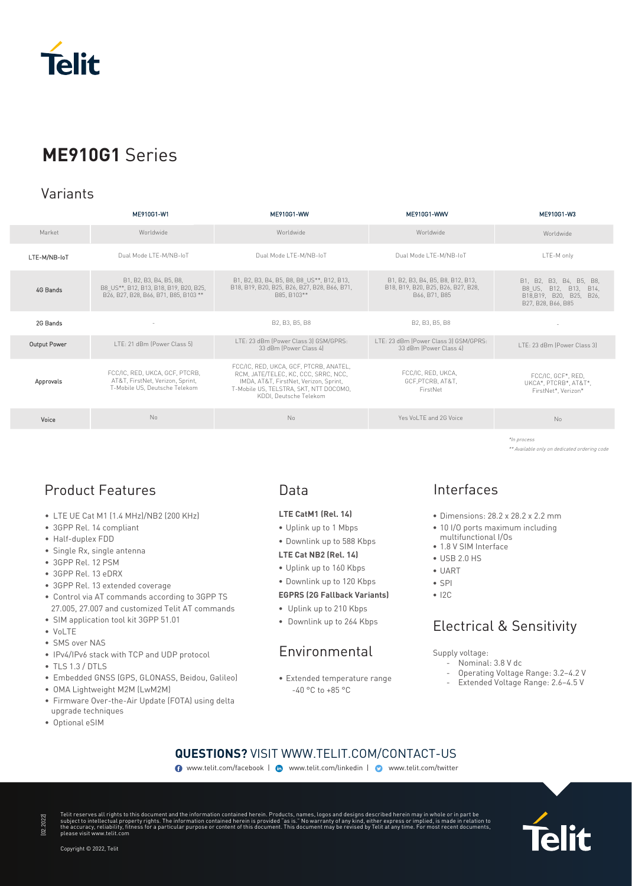# **ME910G1** Series

## Variants

| | ME910G1-W1 | ME910G1-WW | ME910G1-WWV | ME910G1-W3 |
|---|---|---|---|---|
| Market | Worldwide | Worldwide | Worldwide | Worldwide |
| LTE-M/NB-IoT | Dual Mode LTE-M/NB-IoT | Dual Mode LTE-M/NB-IoT | Dual Mode LTE-M/NB-IoT | LTE-M only |
| 4G Bands | B1, B2, B3, B4, B5, B8, B8_US**, B12, B13, B18, B19, B20, B25, B26, B27, B28, B66, B71, B85, B103 ** | B1, B2, B3, B4, B5, B8, B8_US**, B12, B13, B18, B19, B20, B25, B26, B27, B28, B66, B71, B85, B103** | B1, B2, B3, B4, B5, B8, B12, B13, B18, B19, B20, B25, B26, B27, B28, B66, B71, B85 | B1, B2, B3, B4, B5, B8, B8_US, B12, B13, B14, B18,B19, B20, B25, B26, B27, B28, B66, B85 |
| 2G Bands | - | B2, B3, B5, B8 | B2, B3, B5, B8 | - |
| Output Power | LTE: 21 dBm (Power Class 5) | LTE: 23 dBm (Power Class 3) GSM/GPRS: 33 dBm (Power Class 4) | LTE: 23 dBm (Power Class 3) GSM/GPRS: 33 dBm (Power Class 4) | LTE: 23 dBm (Power Class 3) |
| Approvals | FCC/IC, RED, UKCA, GCF, PTCRB, AT&T, FirstNet, Verizon, Sprint, T-Mobile US, Deutsche Telekom | FCC/IC, RED, UKCA, GCF, PTCRB, ANATEL, RCM, JATE/TELEC, KC, CCC, SRRC, NCC, IMDA, AT&T, FirstNet, Verizon, Sprint, T-Mobile US, TELSTRA, SKT, NTT DOCOMO, KDDI, Deutsche Telekom | FCC/IC, RED, UKCA, GCF,PTCRB, AT&T, FirstNet | FCC/IC, GCF*, RED, UKCA*, PTCRB*, AT&T*, FirstNet*, Verizon* |
| Voice | No | No | Yes VoLTE and 2G Voice | No |

*In process

** Available only on dedicated ordering code

## Product Features

- LTE UE Cat M1 (1.4 MHz)/NB2 (200 KHz)
- 3GPP Rel. 14 compliant
- Half-duplex FDD
- Single Rx, single antenna
- 3GPP Rel. 12 PSM
- 3GPP Rel. 13 eDRX
- 3GPP Rel. 13 extended coverage
- Control via AT commands according to 3GPP TS 27.005, 27.007 and customized Telit AT commands
- SIM application tool kit 3GPP 51.01
- VoLTE
- SMS over NAS
- IPv4/IPv6 stack with TCP and UDP protocol
- TLS 1.3 / DTLS
- Embedded GNSS (GPS, GLONASS, Beidou, Galileo)
- OMA Lightweight M2M (LwM2M)
- Firmware Over-the-Air Update (FOTA) using delta upgrade techniques
- Optional eSIM

## Data

**LTE CatM1 (Rel. 14)**

- Uplink up to 1 Mbps
- Downlink up to 588 Kbps

**LTE Cat NB2 (Rel. 14)**

- Uplink up to 160 Kbps
- Downlink up to 120 Kbps

**EGPRS (2G Fallback Variants)**

- Uplink up to 210 Kbps
- Downlink up to 264 Kbps

## Environmental

- Extended temperature range -40 °C to +85 °C

## Interfaces

- Dimensions: 28.2 x 28.2 x 2.2 mm
- 10 I/O ports maximum including multifunctional I/Os
- 1.8 V SIM Interface
- USB 2.0 HS
- UART
- SPI
- I2C

## Electrical & Sensitivity

Supply voltage:

- Nominal: 3.8 V dc
- Operating Voltage Range: 3.2–4.2 V
- Extended Voltage Range: 2.6–4.5 V

**QUESTIONS?** VISIT WWW.TELIT.COM/CONTACT-US

www.telit.com/facebook | www.telit.com/linkedin | www.telit.com/twitter

Telit reserves all rights to this document and the information contained herein. Products, names, logos and designs described herein may in whole or in part be subject to intellectual property rights. The information contained herein is provided "as is." No warranty of any kind, either express or implied, is made in relation to the accuracy, reliability, fitness for a particular purpose or content of this document. This document may be revised by Telit at any time. For most recent documents, please visit www.telit.com

Copyright © 2022, Telit

[02.2022]